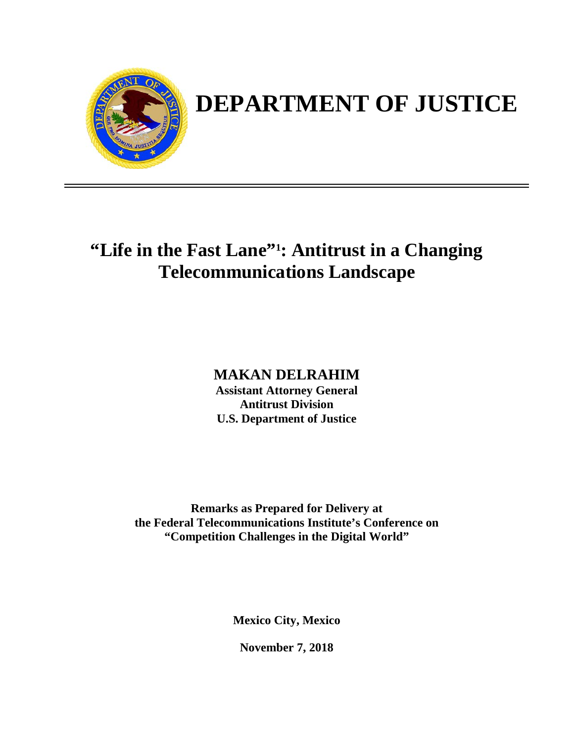# DEPARTMENT OF JUSTICE

## "Life in the Fast Lane"[1]: Antitrust in a Changing Telecommunications Landscape

**MAKAN DELRAHIM**
**Assistant Attorney General**
**Antitrust Division**
**U.S. Department of Justice**

**Remarks as Prepared for Delivery at**
**the Federal Telecommunications Institute's Conference on**
**"Competition Challenges in the Digital World"**

**Mexico City, Mexico**

**November 7, 2018**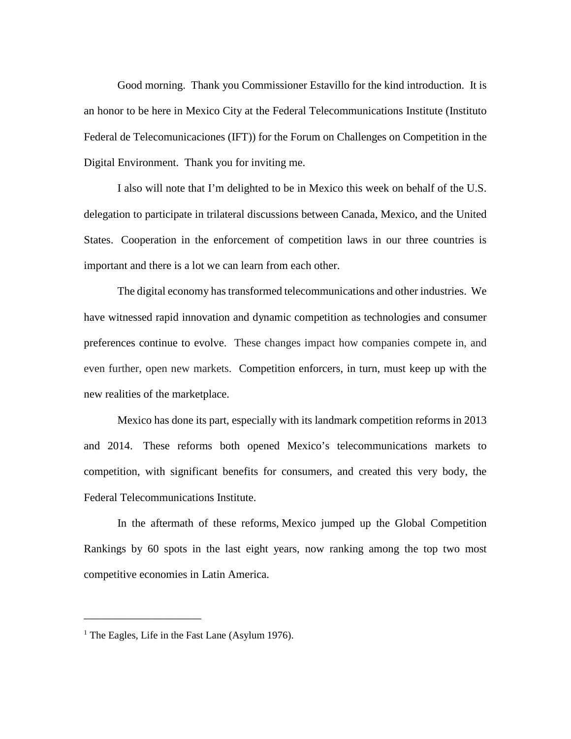Good morning. Thank you Commissioner Estavillo for the kind introduction. It is an honor to be here in Mexico City at the Federal Telecommunications Institute (Instituto Federal de Telecomunicaciones (IFT)) for the Forum on Challenges on Competition in the Digital Environment. Thank you for inviting me.

I also will note that I'm delighted to be in Mexico this week on behalf of the U.S. delegation to participate in trilateral discussions between Canada, Mexico, and the United States. Cooperation in the enforcement of competition laws in our three countries is important and there is a lot we can learn from each other.

The digital economy has transformed telecommunications and other industries. We have witnessed rapid innovation and dynamic competition as technologies and consumer preferences continue to evolve. These changes impact how companies compete in, and even further, open new markets. Competition enforcers, in turn, must keep up with the new realities of the marketplace.

Mexico has done its part, especially with its landmark competition reforms in 2013 and 2014. These reforms both opened Mexico's telecommunications markets to competition, with significant benefits for consumers, and created this very body, the Federal Telecommunications Institute.

In the aftermath of these reforms, Mexico jumped up the Global Competition Rankings by 60 spots in the last eight years, now ranking among the top two most competitive economies in Latin America.

---

[1] The Eagles, Life in the Fast Lane (Asylum 1976).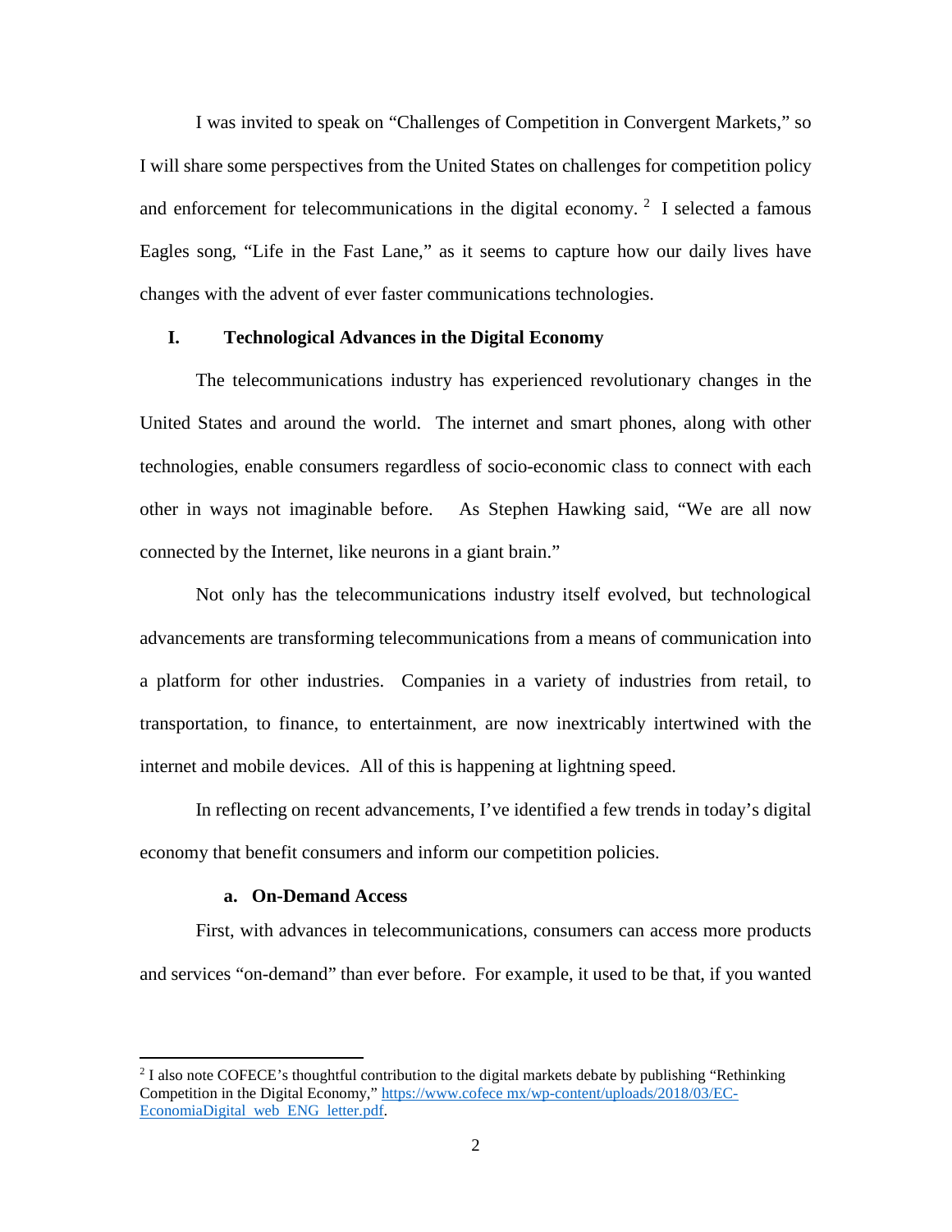I was invited to speak on "Challenges of Competition in Convergent Markets," so I will share some perspectives from the United States on challenges for competition policy and enforcement for telecommunications in the digital economy. [2] I selected a famous Eagles song, "Life in the Fast Lane," as it seems to capture how our daily lives have changes with the advent of ever faster communications technologies.

## I. Technological Advances in the Digital Economy

The telecommunications industry has experienced revolutionary changes in the United States and around the world. The internet and smart phones, along with other technologies, enable consumers regardless of socio-economic class to connect with each other in ways not imaginable before. As Stephen Hawking said, "We are all now connected by the Internet, like neurons in a giant brain."

Not only has the telecommunications industry itself evolved, but technological advancements are transforming telecommunications from a means of communication into a platform for other industries. Companies in a variety of industries from retail, to transportation, to finance, to entertainment, are now inextricably intertwined with the internet and mobile devices. All of this is happening at lightning speed.

In reflecting on recent advancements, I've identified a few trends in today's digital economy that benefit consumers and inform our competition policies.

### a. On-Demand Access

First, with advances in telecommunications, consumers can access more products and services "on-demand" than ever before. For example, it used to be that, if you wanted

---

[2] I also note COFECE's thoughtful contribution to the digital markets debate by publishing "Rethinking Competition in the Digital Economy," https://www.cofece.mx/wp-content/uploads/2018/03/EC-EconomiaDigital_web_ENG_letter.pdf.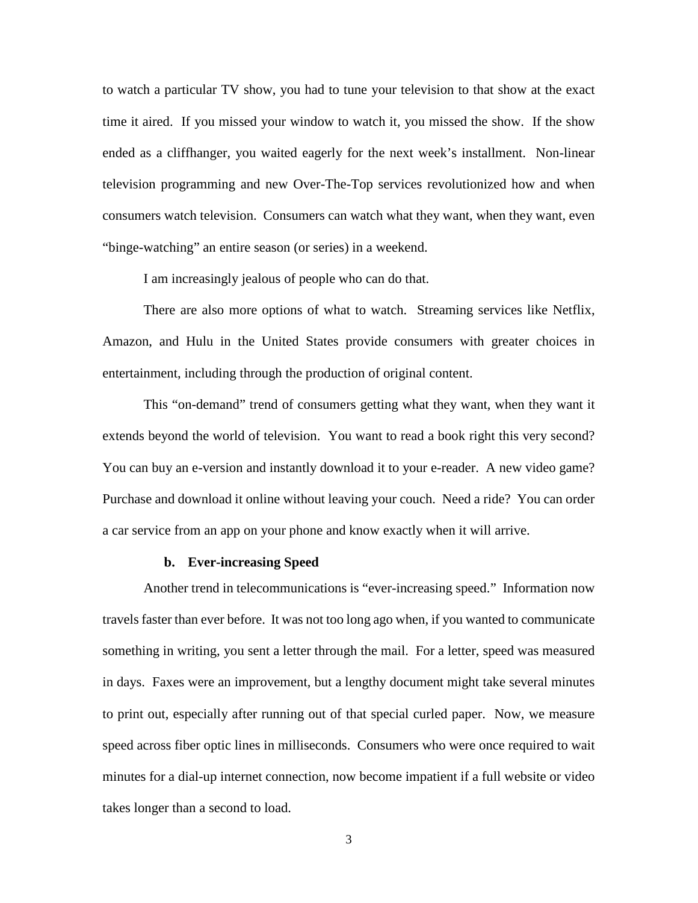to watch a particular TV show, you had to tune your television to that show at the exact time it aired. If you missed your window to watch it, you missed the show. If the show ended as a cliffhanger, you waited eagerly for the next week's installment. Non-linear television programming and new Over-The-Top services revolutionized how and when consumers watch television. Consumers can watch what they want, when they want, even "binge-watching" an entire season (or series) in a weekend.

I am increasingly jealous of people who can do that.

There are also more options of what to watch. Streaming services like Netflix, Amazon, and Hulu in the United States provide consumers with greater choices in entertainment, including through the production of original content.

This "on-demand" trend of consumers getting what they want, when they want it extends beyond the world of television. You want to read a book right this very second? You can buy an e-version and instantly download it to your e-reader. A new video game? Purchase and download it online without leaving your couch. Need a ride? You can order a car service from an app on your phone and know exactly when it will arrive.

#### b. Ever-increasing Speed

Another trend in telecommunications is "ever-increasing speed." Information now travels faster than ever before. It was not too long ago when, if you wanted to communicate something in writing, you sent a letter through the mail. For a letter, speed was measured in days. Faxes were an improvement, but a lengthy document might take several minutes to print out, especially after running out of that special curled paper. Now, we measure speed across fiber optic lines in milliseconds. Consumers who were once required to wait minutes for a dial-up internet connection, now become impatient if a full website or video takes longer than a second to load.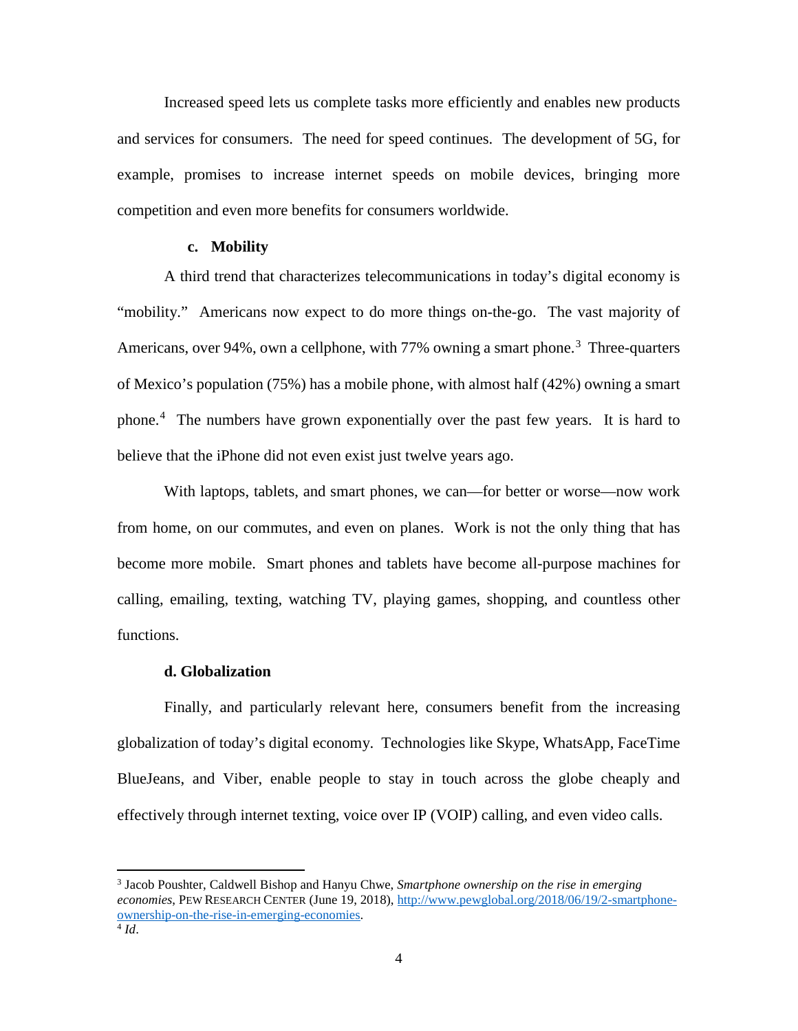Increased speed lets us complete tasks more efficiently and enables new products and services for consumers. The need for speed continues. The development of 5G, for example, promises to increase internet speeds on mobile devices, bringing more competition and even more benefits for consumers worldwide.

**c. Mobility**

A third trend that characterizes telecommunications in today's digital economy is "mobility." Americans now expect to do more things on-the-go. The vast majority of Americans, over 94%, own a cellphone, with 77% owning a smart phone.[3] Three-quarters of Mexico's population (75%) has a mobile phone, with almost half (42%) owning a smart phone.[4] The numbers have grown exponentially over the past few years. It is hard to believe that the iPhone did not even exist just twelve years ago.

With laptops, tablets, and smart phones, we can—for better or worse—now work from home, on our commutes, and even on planes. Work is not the only thing that has become more mobile. Smart phones and tablets have become all-purpose machines for calling, emailing, texting, watching TV, playing games, shopping, and countless other functions.

**d. Globalization**

Finally, and particularly relevant here, consumers benefit from the increasing globalization of today's digital economy. Technologies like Skype, WhatsApp, FaceTime BlueJeans, and Viber, enable people to stay in touch across the globe cheaply and effectively through internet texting, voice over IP (VOIP) calling, and even video calls.

---

[3] Jacob Poushter, Caldwell Bishop and Hanyu Chwe, *Smartphone ownership on the rise in emerging economies*, PEW RESEARCH CENTER (June 19, 2018), http://www.pewglobal.org/2018/06/19/2-smartphone-ownership-on-the-rise-in-emerging-economies.

[4] *Id*.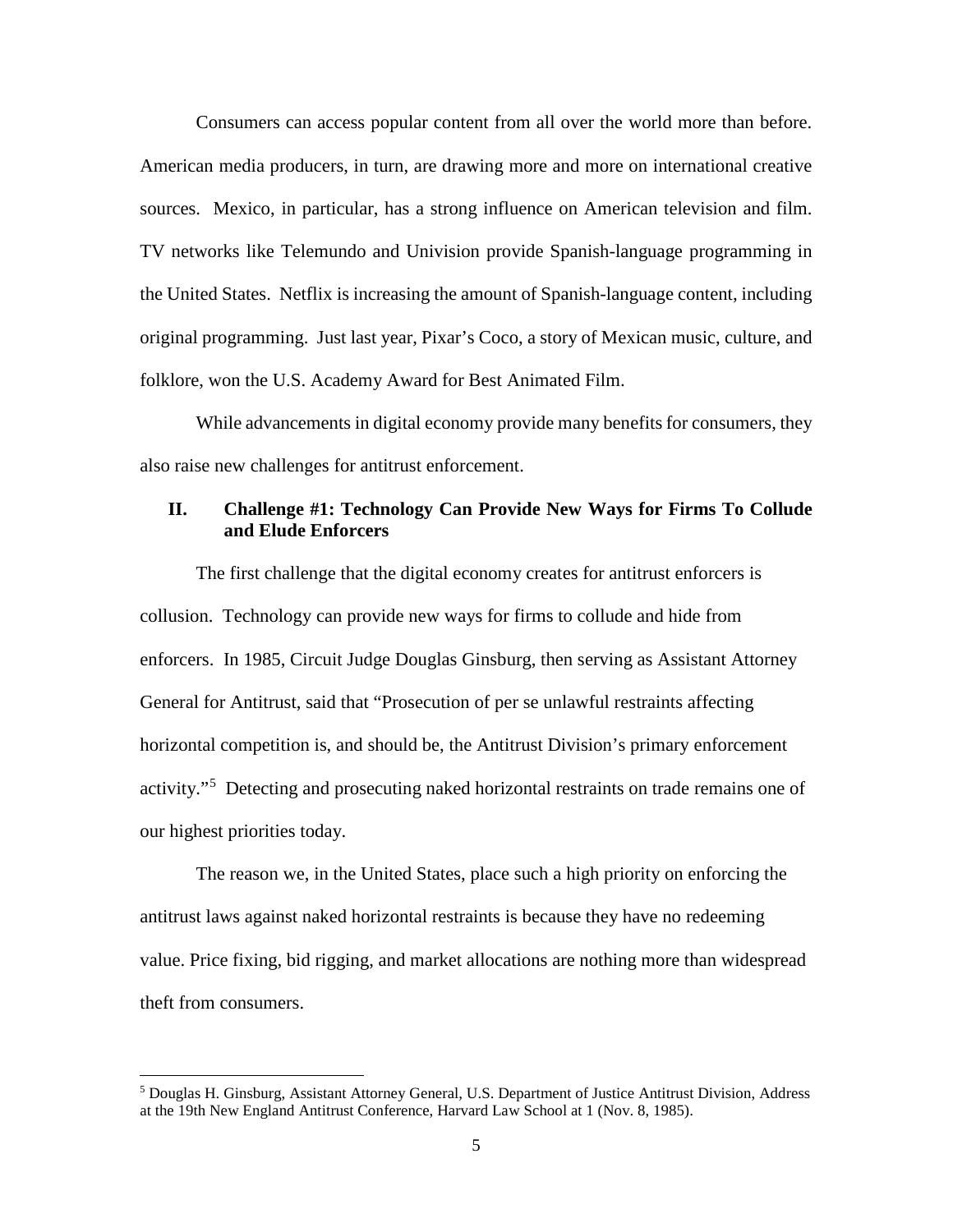Consumers can access popular content from all over the world more than before. American media producers, in turn, are drawing more and more on international creative sources. Mexico, in particular, has a strong influence on American television and film. TV networks like Telemundo and Univision provide Spanish-language programming in the United States. Netflix is increasing the amount of Spanish-language content, including original programming. Just last year, Pixar's Coco, a story of Mexican music, culture, and folklore, won the U.S. Academy Award for Best Animated Film.

While advancements in digital economy provide many benefits for consumers, they also raise new challenges for antitrust enforcement.

## II. Challenge #1: Technology Can Provide New Ways for Firms To Collude and Elude Enforcers

The first challenge that the digital economy creates for antitrust enforcers is collusion. Technology can provide new ways for firms to collude and hide from enforcers. In 1985, Circuit Judge Douglas Ginsburg, then serving as Assistant Attorney General for Antitrust, said that "Prosecution of per se unlawful restraints affecting horizontal competition is, and should be, the Antitrust Division's primary enforcement activity."[5] Detecting and prosecuting naked horizontal restraints on trade remains one of our highest priorities today.

The reason we, in the United States, place such a high priority on enforcing the antitrust laws against naked horizontal restraints is because they have no redeeming value. Price fixing, bid rigging, and market allocations are nothing more than widespread theft from consumers.

[5] Douglas H. Ginsburg, Assistant Attorney General, U.S. Department of Justice Antitrust Division, Address at the 19th New England Antitrust Conference, Harvard Law School at 1 (Nov. 8, 1985).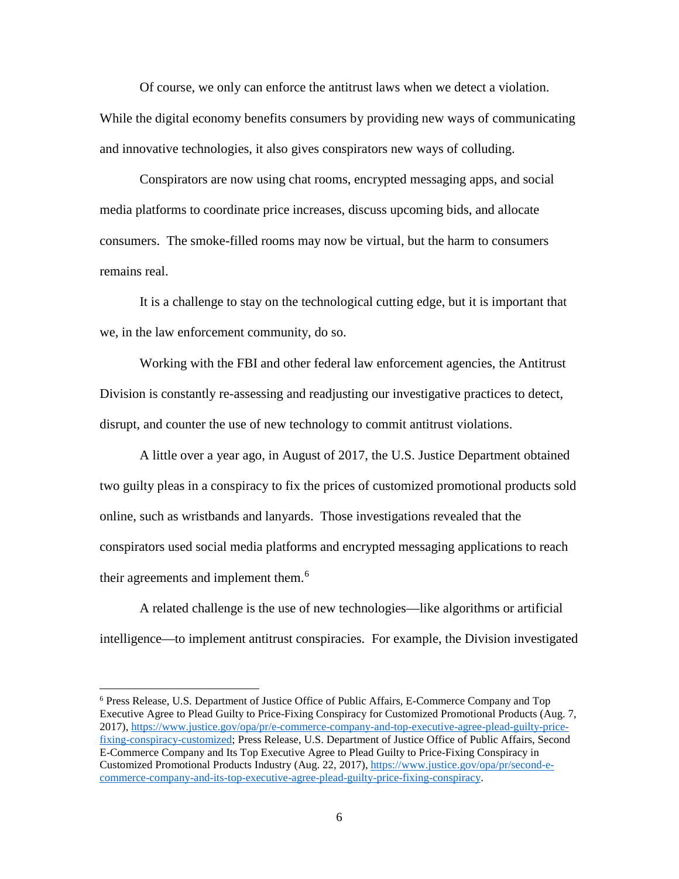Of course, we only can enforce the antitrust laws when we detect a violation. While the digital economy benefits consumers by providing new ways of communicating and innovative technologies, it also gives conspirators new ways of colluding.

Conspirators are now using chat rooms, encrypted messaging apps, and social media platforms to coordinate price increases, discuss upcoming bids, and allocate consumers. The smoke-filled rooms may now be virtual, but the harm to consumers remains real.

It is a challenge to stay on the technological cutting edge, but it is important that we, in the law enforcement community, do so.

Working with the FBI and other federal law enforcement agencies, the Antitrust Division is constantly re-assessing and readjusting our investigative practices to detect, disrupt, and counter the use of new technology to commit antitrust violations.

A little over a year ago, in August of 2017, the U.S. Justice Department obtained two guilty pleas in a conspiracy to fix the prices of customized promotional products sold online, such as wristbands and lanyards. Those investigations revealed that the conspirators used social media platforms and encrypted messaging applications to reach their agreements and implement them.[6]

A related challenge is the use of new technologies—like algorithms or artificial intelligence—to implement antitrust conspiracies. For example, the Division investigated

---

[6] Press Release, U.S. Department of Justice Office of Public Affairs, E-Commerce Company and Top Executive Agree to Plead Guilty to Price-Fixing Conspiracy for Customized Promotional Products (Aug. 7, 2017), https://www.justice.gov/opa/pr/e-commerce-company-and-top-executive-agree-plead-guilty-price-fixing-conspiracy-customized; Press Release, U.S. Department of Justice Office of Public Affairs, Second E-Commerce Company and Its Top Executive Agree to Plead Guilty to Price-Fixing Conspiracy in Customized Promotional Products Industry (Aug. 22, 2017), https://www.justice.gov/opa/pr/second-e-commerce-company-and-its-top-executive-agree-plead-guilty-price-fixing-conspiracy.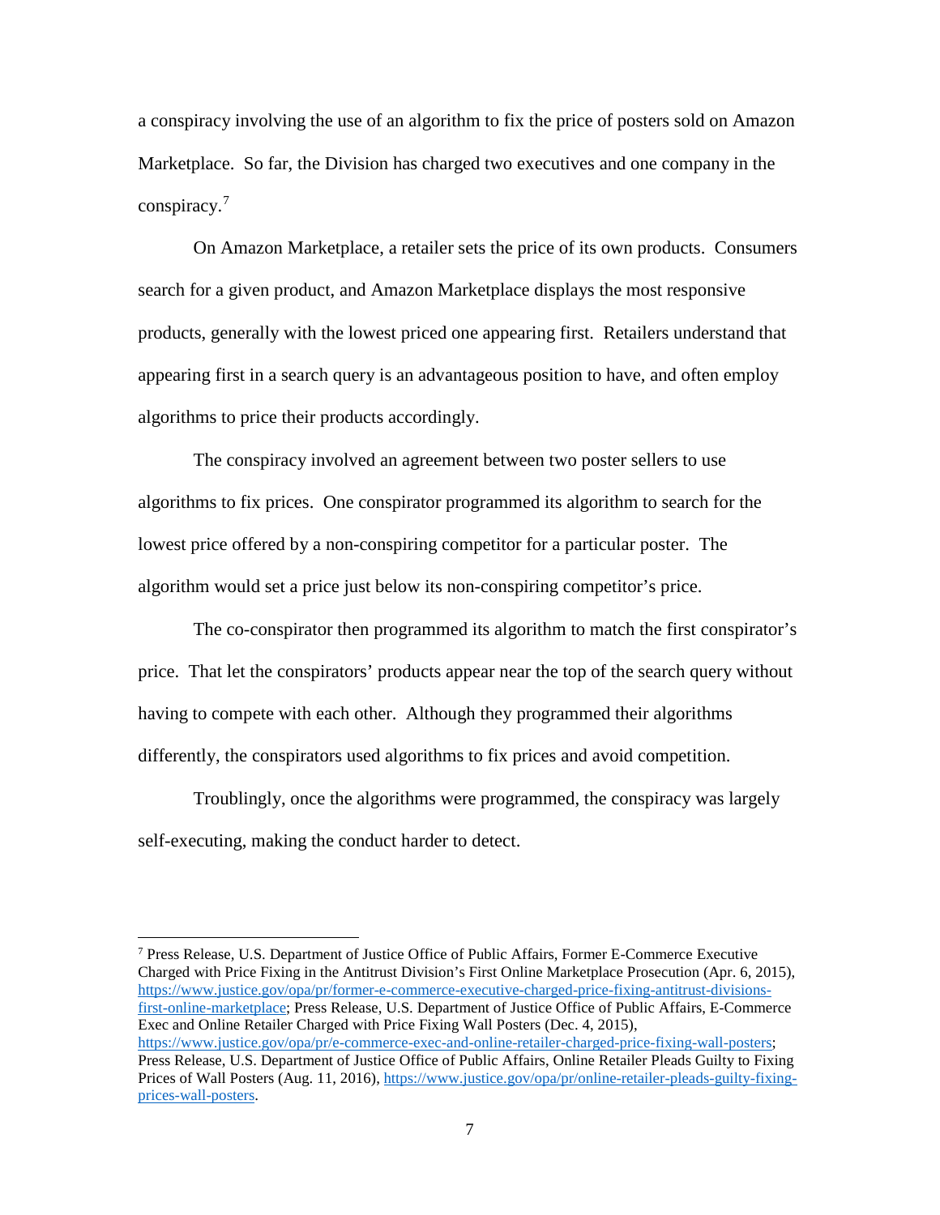a conspiracy involving the use of an algorithm to fix the price of posters sold on Amazon Marketplace. So far, the Division has charged two executives and one company in the conspiracy.[7]

On Amazon Marketplace, a retailer sets the price of its own products. Consumers search for a given product, and Amazon Marketplace displays the most responsive products, generally with the lowest priced one appearing first. Retailers understand that appearing first in a search query is an advantageous position to have, and often employ algorithms to price their products accordingly.

The conspiracy involved an agreement between two poster sellers to use algorithms to fix prices. One conspirator programmed its algorithm to search for the lowest price offered by a non-conspiring competitor for a particular poster. The algorithm would set a price just below its non-conspiring competitor's price.

The co-conspirator then programmed its algorithm to match the first conspirator's price. That let the conspirators' products appear near the top of the search query without having to compete with each other. Although they programmed their algorithms differently, the conspirators used algorithms to fix prices and avoid competition.

Troublingly, once the algorithms were programmed, the conspiracy was largely self-executing, making the conduct harder to detect.

---

[7] Press Release, U.S. Department of Justice Office of Public Affairs, Former E-Commerce Executive Charged with Price Fixing in the Antitrust Division's First Online Marketplace Prosecution (Apr. 6, 2015), https://www.justice.gov/opa/pr/former-e-commerce-executive-charged-price-fixing-antitrust-divisions-first-online-marketplace; Press Release, U.S. Department of Justice Office of Public Affairs, E-Commerce Exec and Online Retailer Charged with Price Fixing Wall Posters (Dec. 4, 2015), https://www.justice.gov/opa/pr/e-commerce-exec-and-online-retailer-charged-price-fixing-wall-posters; Press Release, U.S. Department of Justice Office of Public Affairs, Online Retailer Pleads Guilty to Fixing Prices of Wall Posters (Aug. 11, 2016), https://www.justice.gov/opa/pr/online-retailer-pleads-guilty-fixing-prices-wall-posters.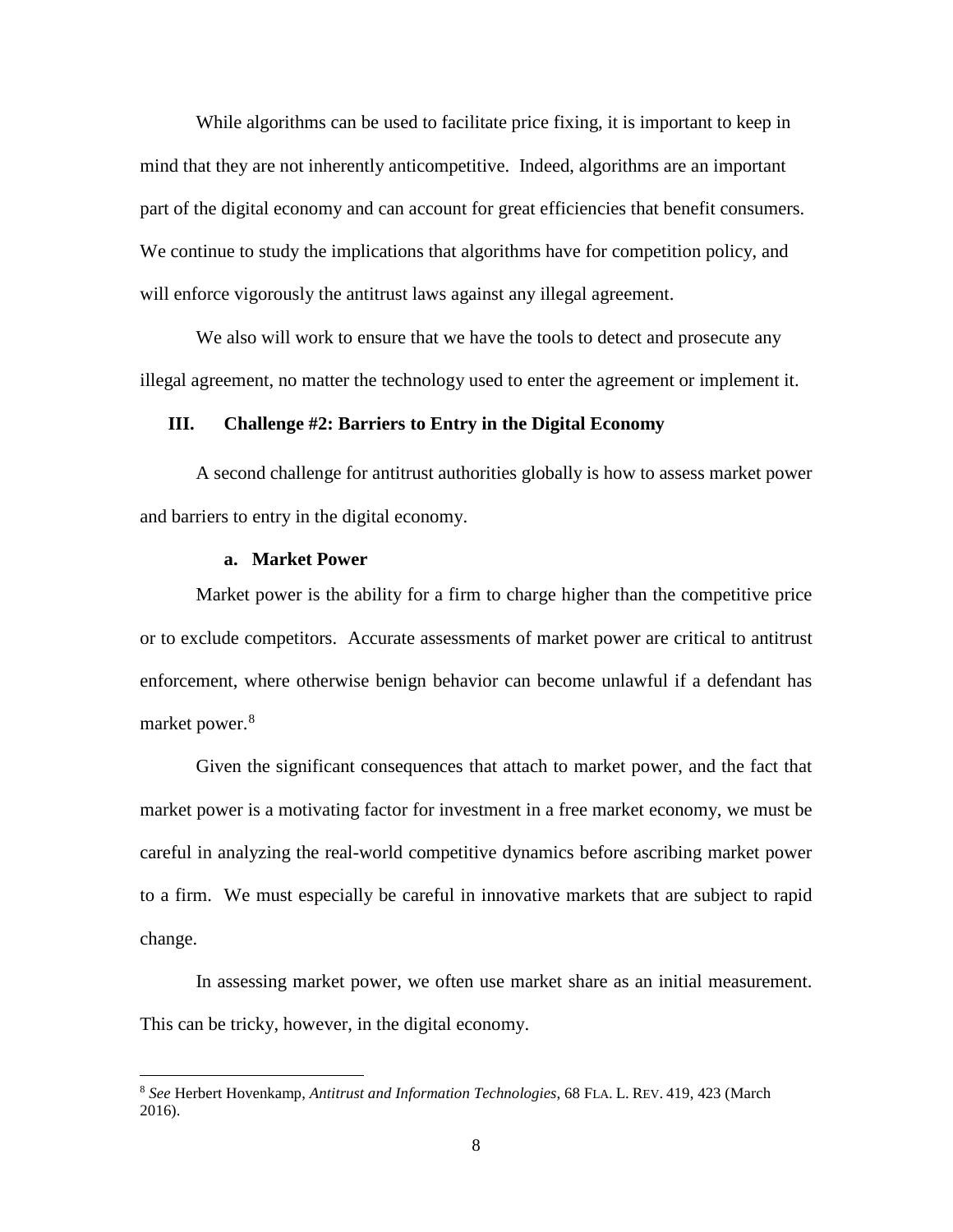While algorithms can be used to facilitate price fixing, it is important to keep in mind that they are not inherently anticompetitive. Indeed, algorithms are an important part of the digital economy and can account for great efficiencies that benefit consumers. We continue to study the implications that algorithms have for competition policy, and will enforce vigorously the antitrust laws against any illegal agreement.

We also will work to ensure that we have the tools to detect and prosecute any illegal agreement, no matter the technology used to enter the agreement or implement it.

## III. Challenge #2: Barriers to Entry in the Digital Economy

A second challenge for antitrust authorities globally is how to assess market power and barriers to entry in the digital economy.

### a. Market Power

Market power is the ability for a firm to charge higher than the competitive price or to exclude competitors. Accurate assessments of market power are critical to antitrust enforcement, where otherwise benign behavior can become unlawful if a defendant has market power.[8]

Given the significant consequences that attach to market power, and the fact that market power is a motivating factor for investment in a free market economy, we must be careful in analyzing the real-world competitive dynamics before ascribing market power to a firm. We must especially be careful in innovative markets that are subject to rapid change.

In assessing market power, we often use market share as an initial measurement. This can be tricky, however, in the digital economy.

---

[8] *See* Herbert Hovenkamp, *Antitrust and Information Technologies*, 68 FLA. L. REV. 419, 423 (March 2016).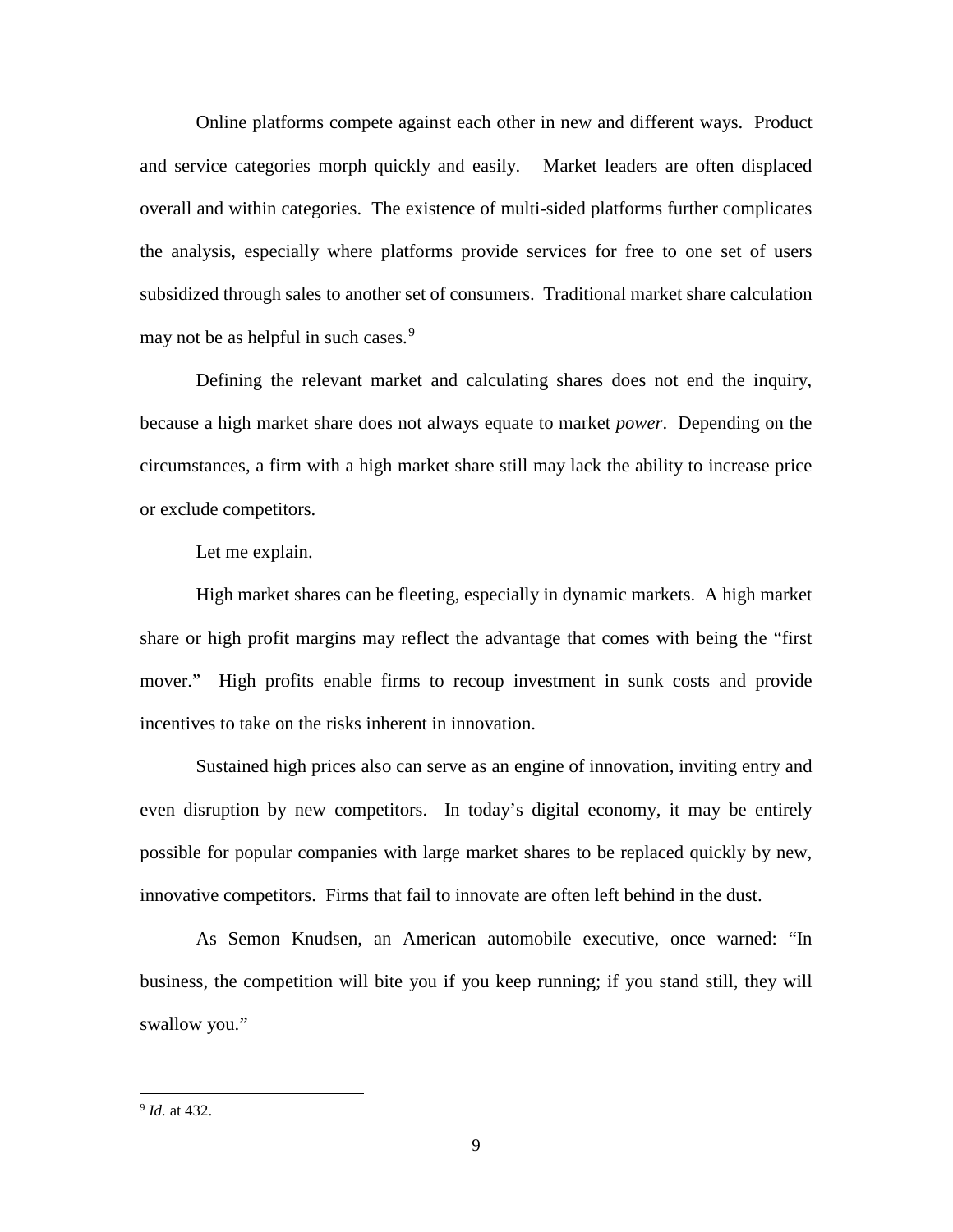Online platforms compete against each other in new and different ways. Product and service categories morph quickly and easily. Market leaders are often displaced overall and within categories. The existence of multi-sided platforms further complicates the analysis, especially where platforms provide services for free to one set of users subsidized through sales to another set of consumers. Traditional market share calculation may not be as helpful in such cases.[9]

Defining the relevant market and calculating shares does not end the inquiry, because a high market share does not always equate to market *power*. Depending on the circumstances, a firm with a high market share still may lack the ability to increase price or exclude competitors.

Let me explain.

High market shares can be fleeting, especially in dynamic markets. A high market share or high profit margins may reflect the advantage that comes with being the "first mover." High profits enable firms to recoup investment in sunk costs and provide incentives to take on the risks inherent in innovation.

Sustained high prices also can serve as an engine of innovation, inviting entry and even disruption by new competitors. In today's digital economy, it may be entirely possible for popular companies with large market shares to be replaced quickly by new, innovative competitors. Firms that fail to innovate are often left behind in the dust.

As Semon Knudsen, an American automobile executive, once warned: "In business, the competition will bite you if you keep running; if you stand still, they will swallow you."

---

[9] *Id.* at 432.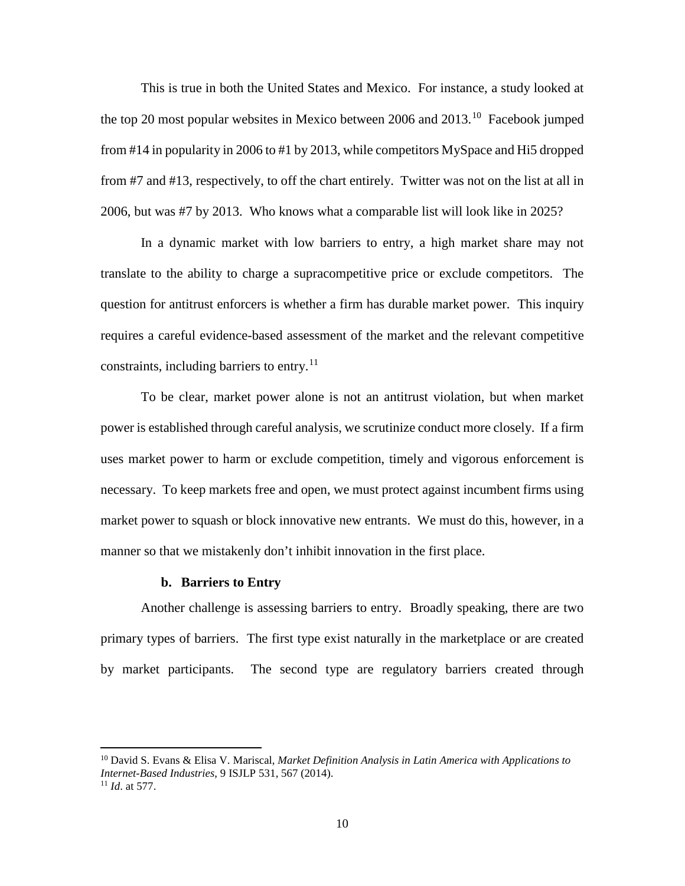This is true in both the United States and Mexico. For instance, a study looked at the top 20 most popular websites in Mexico between 2006 and 2013.[10] Facebook jumped from #14 in popularity in 2006 to #1 by 2013, while competitors MySpace and Hi5 dropped from #7 and #13, respectively, to off the chart entirely. Twitter was not on the list at all in 2006, but was #7 by 2013. Who knows what a comparable list will look like in 2025?

In a dynamic market with low barriers to entry, a high market share may not translate to the ability to charge a supracompetitive price or exclude competitors. The question for antitrust enforcers is whether a firm has durable market power. This inquiry requires a careful evidence-based assessment of the market and the relevant competitive constraints, including barriers to entry.[11]

To be clear, market power alone is not an antitrust violation, but when market power is established through careful analysis, we scrutinize conduct more closely. If a firm uses market power to harm or exclude competition, timely and vigorous enforcement is necessary. To keep markets free and open, we must protect against incumbent firms using market power to squash or block innovative new entrants. We must do this, however, in a manner so that we mistakenly don't inhibit innovation in the first place.

#### b. Barriers to Entry

Another challenge is assessing barriers to entry. Broadly speaking, there are two primary types of barriers. The first type exist naturally in the marketplace or are created by market participants. The second type are regulatory barriers created through

---

[10] David S. Evans & Elisa V. Mariscal, *Market Definition Analysis in Latin America with Applications to Internet-Based Industries*, 9 ISJLP 531, 567 (2014).

[11] *Id*. at 577.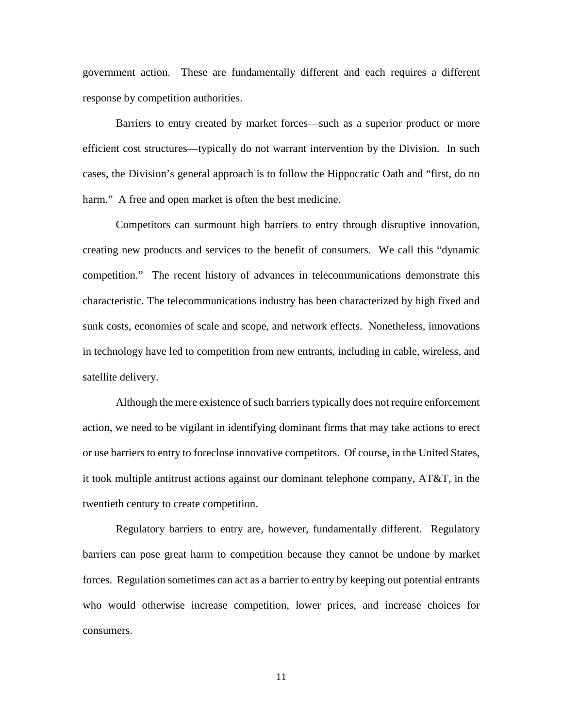government action. These are fundamentally different and each requires a different response by competition authorities.

Barriers to entry created by market forces—such as a superior product or more efficient cost structures—typically do not warrant intervention by the Division. In such cases, the Division's general approach is to follow the Hippocratic Oath and "first, do no harm." A free and open market is often the best medicine.

Competitors can surmount high barriers to entry through disruptive innovation, creating new products and services to the benefit of consumers. We call this "dynamic competition." The recent history of advances in telecommunications demonstrate this characteristic. The telecommunications industry has been characterized by high fixed and sunk costs, economies of scale and scope, and network effects. Nonetheless, innovations in technology have led to competition from new entrants, including in cable, wireless, and satellite delivery.

Although the mere existence of such barriers typically does not require enforcement action, we need to be vigilant in identifying dominant firms that may take actions to erect or use barriers to entry to foreclose innovative competitors. Of course, in the United States, it took multiple antitrust actions against our dominant telephone company, AT&T, in the twentieth century to create competition.

Regulatory barriers to entry are, however, fundamentally different. Regulatory barriers can pose great harm to competition because they cannot be undone by market forces. Regulation sometimes can act as a barrier to entry by keeping out potential entrants who would otherwise increase competition, lower prices, and increase choices for consumers.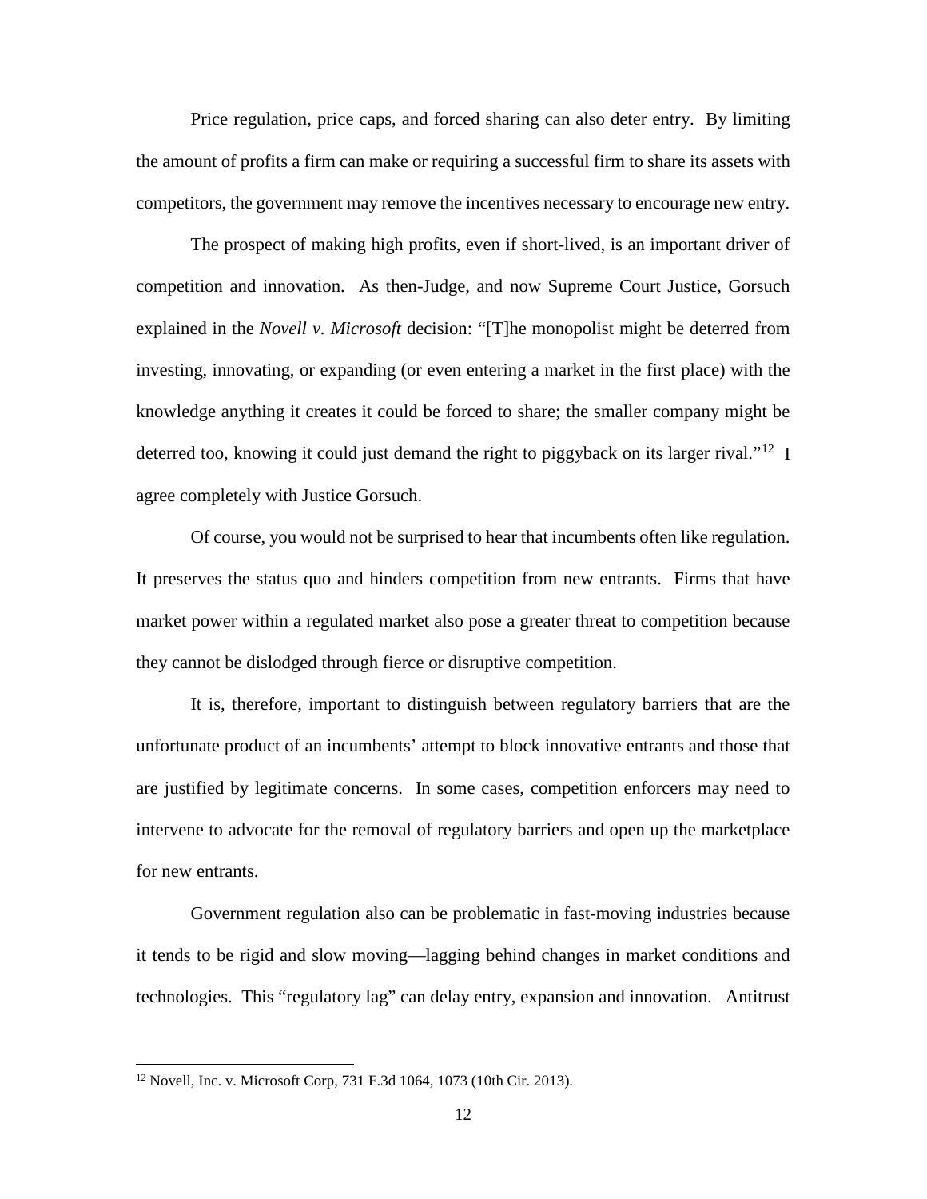Price regulation, price caps, and forced sharing can also deter entry. By limiting the amount of profits a firm can make or requiring a successful firm to share its assets with competitors, the government may remove the incentives necessary to encourage new entry.

The prospect of making high profits, even if short-lived, is an important driver of competition and innovation. As then-Judge, and now Supreme Court Justice, Gorsuch explained in the *Novell v. Microsoft* decision: "[T]he monopolist might be deterred from investing, innovating, or expanding (or even entering a market in the first place) with the knowledge anything it creates it could be forced to share; the smaller company might be deterred too, knowing it could just demand the right to piggyback on its larger rival."[12] I agree completely with Justice Gorsuch.

Of course, you would not be surprised to hear that incumbents often like regulation. It preserves the status quo and hinders competition from new entrants. Firms that have market power within a regulated market also pose a greater threat to competition because they cannot be dislodged through fierce or disruptive competition.

It is, therefore, important to distinguish between regulatory barriers that are the unfortunate product of an incumbents' attempt to block innovative entrants and those that are justified by legitimate concerns. In some cases, competition enforcers may need to intervene to advocate for the removal of regulatory barriers and open up the marketplace for new entrants.

Government regulation also can be problematic in fast-moving industries because it tends to be rigid and slow moving—lagging behind changes in market conditions and technologies. This "regulatory lag" can delay entry, expansion and innovation. Antitrust

---

[12] Novell, Inc. v. Microsoft Corp, 731 F.3d 1064, 1073 (10th Cir. 2013).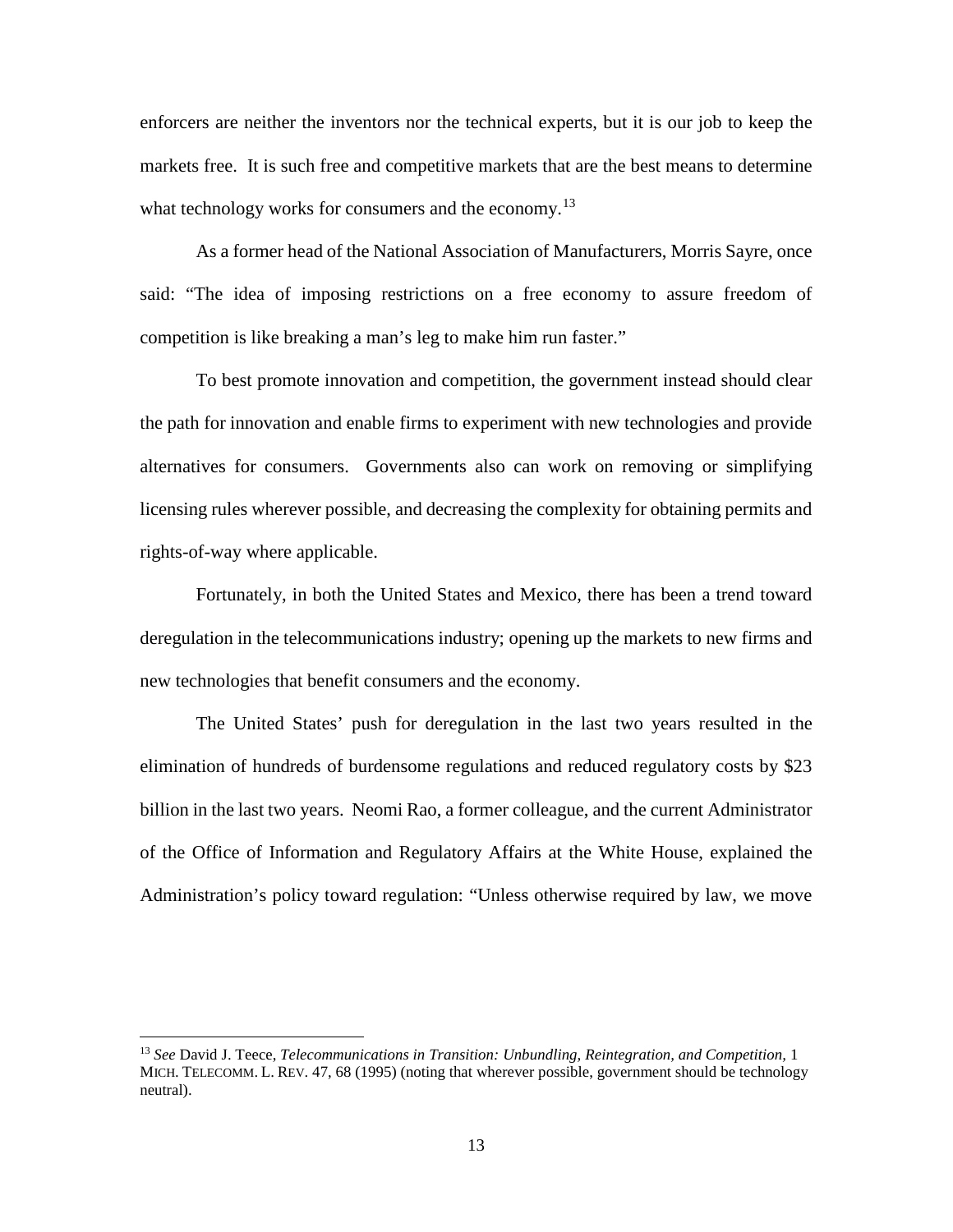enforcers are neither the inventors nor the technical experts, but it is our job to keep the markets free. It is such free and competitive markets that are the best means to determine what technology works for consumers and the economy.[13]

As a former head of the National Association of Manufacturers, Morris Sayre, once said: "The idea of imposing restrictions on a free economy to assure freedom of competition is like breaking a man's leg to make him run faster."

To best promote innovation and competition, the government instead should clear the path for innovation and enable firms to experiment with new technologies and provide alternatives for consumers. Governments also can work on removing or simplifying licensing rules wherever possible, and decreasing the complexity for obtaining permits and rights-of-way where applicable.

Fortunately, in both the United States and Mexico, there has been a trend toward deregulation in the telecommunications industry; opening up the markets to new firms and new technologies that benefit consumers and the economy.

The United States' push for deregulation in the last two years resulted in the elimination of hundreds of burdensome regulations and reduced regulatory costs by $23 billion in the last two years. Neomi Rao, a former colleague, and the current Administrator of the Office of Information and Regulatory Affairs at the White House, explained the Administration's policy toward regulation: "Unless otherwise required by law, we move

---

[13] *See* David J. Teece, *Telecommunications in Transition: Unbundling, Reintegration, and Competition*, 1 MICH. TELECOMM. L. REV. 47, 68 (1995) (noting that wherever possible, government should be technology neutral).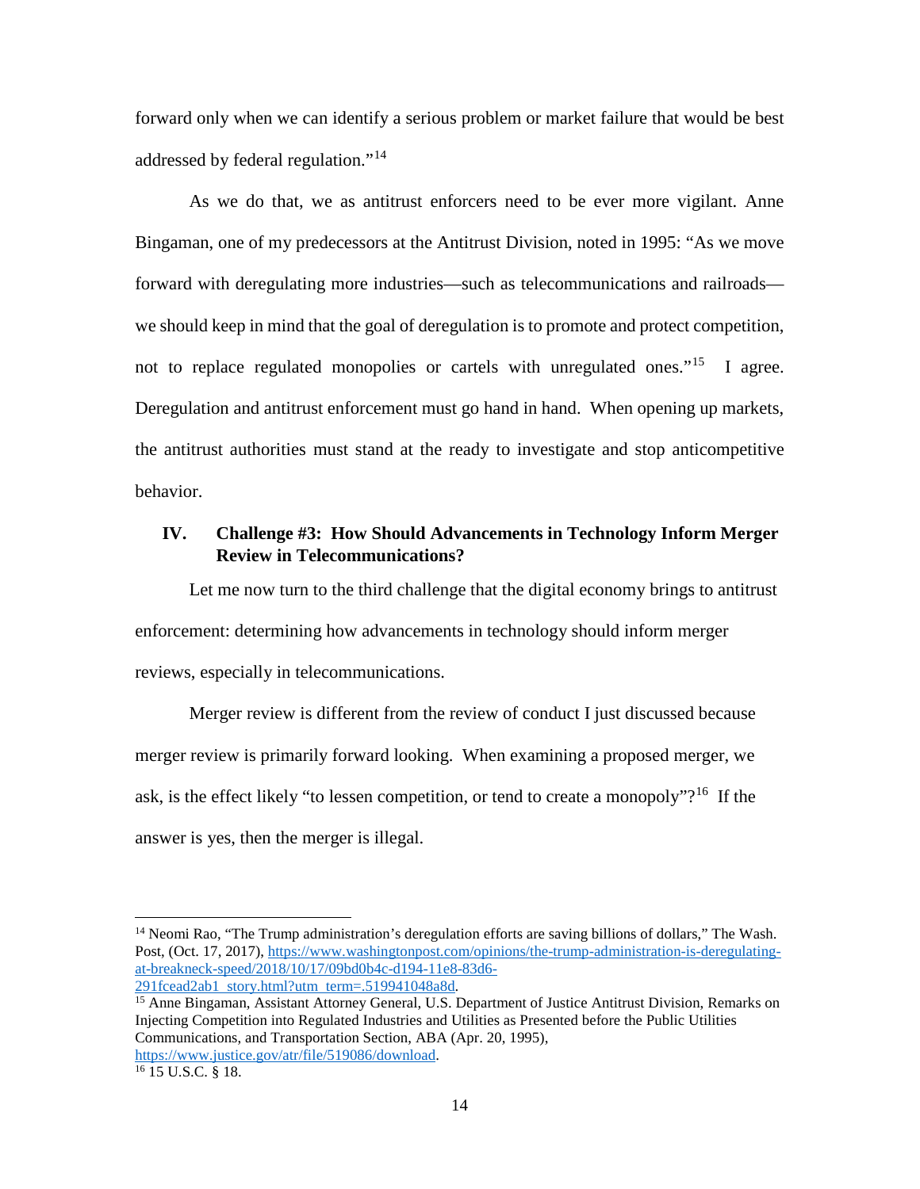forward only when we can identify a serious problem or market failure that would be best addressed by federal regulation."[14]

As we do that, we as antitrust enforcers need to be ever more vigilant. Anne Bingaman, one of my predecessors at the Antitrust Division, noted in 1995: "As we move forward with deregulating more industries—such as telecommunications and railroads—we should keep in mind that the goal of deregulation is to promote and protect competition, not to replace regulated monopolies or cartels with unregulated ones."[15] I agree. Deregulation and antitrust enforcement must go hand in hand. When opening up markets, the antitrust authorities must stand at the ready to investigate and stop anticompetitive behavior.

## IV. Challenge #3: How Should Advancements in Technology Inform Merger Review in Telecommunications?

Let me now turn to the third challenge that the digital economy brings to antitrust enforcement: determining how advancements in technology should inform merger reviews, especially in telecommunications.

Merger review is different from the review of conduct I just discussed because merger review is primarily forward looking. When examining a proposed merger, we ask, is the effect likely "to lessen competition, or tend to create a monopoly"?[16] If the answer is yes, then the merger is illegal.

---

[14] Neomi Rao, "The Trump administration's deregulation efforts are saving billions of dollars," The Wash. Post, (Oct. 17, 2017), https://www.washingtonpost.com/opinions/the-trump-administration-is-deregulating-at-breakneck-speed/2018/10/17/09bd0b4c-d194-11e8-83d6-291fcead2ab1_story.html?utm_term=.519941048a8d.

[15] Anne Bingaman, Assistant Attorney General, U.S. Department of Justice Antitrust Division, Remarks on Injecting Competition into Regulated Industries and Utilities as Presented before the Public Utilities Communications, and Transportation Section, ABA (Apr. 20, 1995), https://www.justice.gov/atr/file/519086/download.

[16] 15 U.S.C. § 18.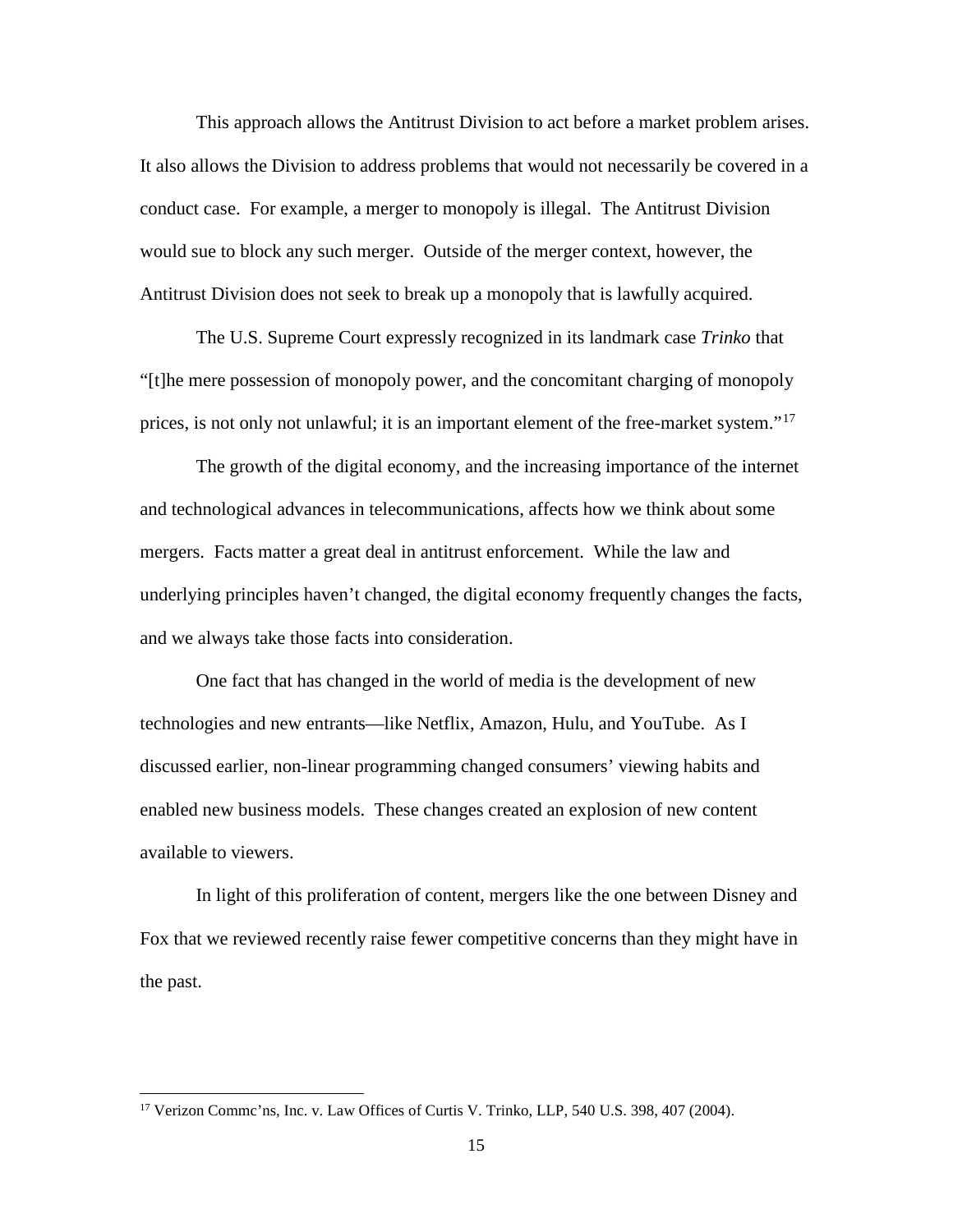This approach allows the Antitrust Division to act before a market problem arises. It also allows the Division to address problems that would not necessarily be covered in a conduct case. For example, a merger to monopoly is illegal. The Antitrust Division would sue to block any such merger. Outside of the merger context, however, the Antitrust Division does not seek to break up a monopoly that is lawfully acquired.

The U.S. Supreme Court expressly recognized in its landmark case *Trinko* that "[t]he mere possession of monopoly power, and the concomitant charging of monopoly prices, is not only not unlawful; it is an important element of the free-market system."[17]

The growth of the digital economy, and the increasing importance of the internet and technological advances in telecommunications, affects how we think about some mergers. Facts matter a great deal in antitrust enforcement. While the law and underlying principles haven't changed, the digital economy frequently changes the facts, and we always take those facts into consideration.

One fact that has changed in the world of media is the development of new technologies and new entrants—like Netflix, Amazon, Hulu, and YouTube. As I discussed earlier, non-linear programming changed consumers' viewing habits and enabled new business models. These changes created an explosion of new content available to viewers.

In light of this proliferation of content, mergers like the one between Disney and Fox that we reviewed recently raise fewer competitive concerns than they might have in the past.

---

[17] Verizon Commc'ns, Inc. v. Law Offices of Curtis V. Trinko, LLP, 540 U.S. 398, 407 (2004).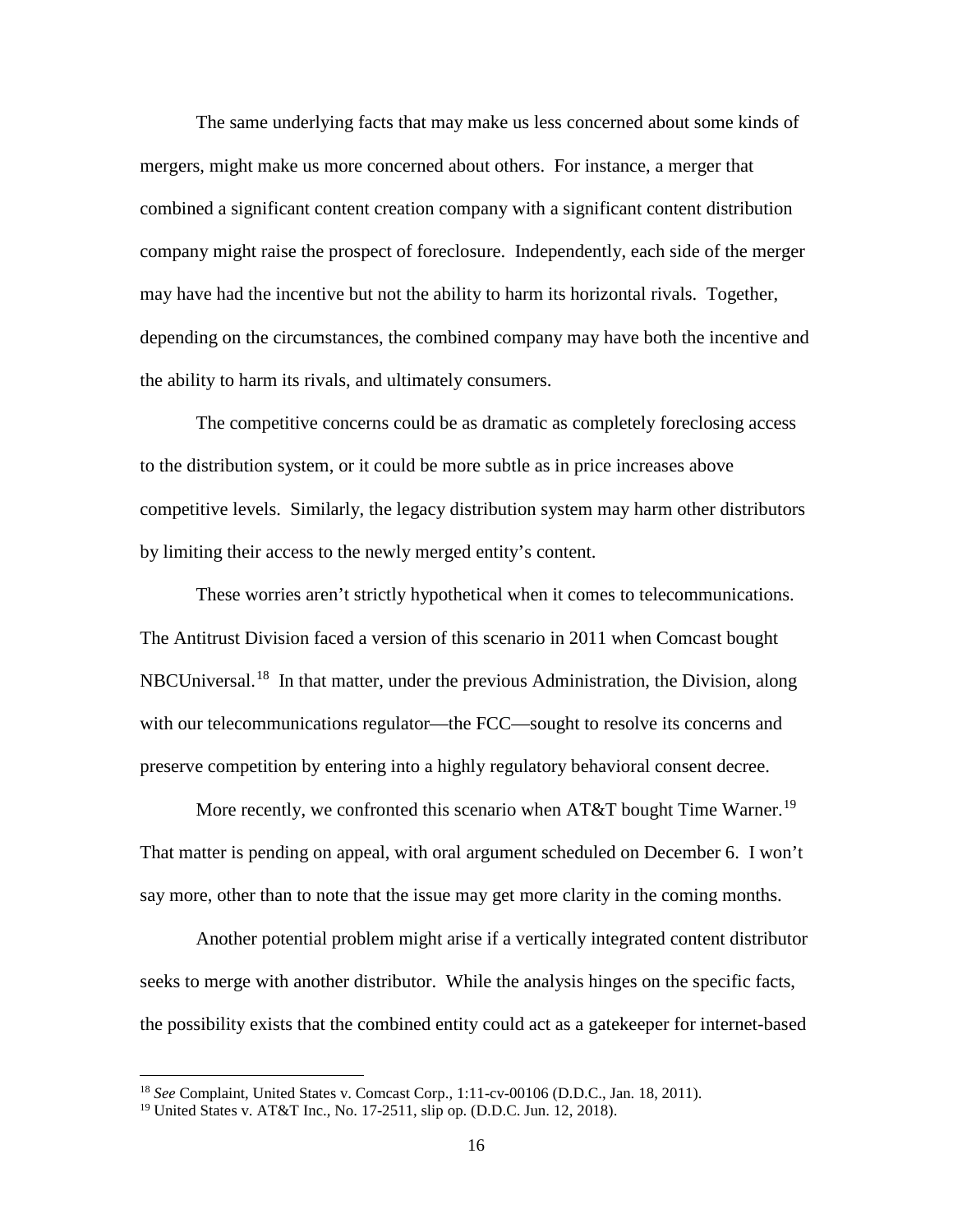The same underlying facts that may make us less concerned about some kinds of mergers, might make us more concerned about others. For instance, a merger that combined a significant content creation company with a significant content distribution company might raise the prospect of foreclosure. Independently, each side of the merger may have had the incentive but not the ability to harm its horizontal rivals. Together, depending on the circumstances, the combined company may have both the incentive and the ability to harm its rivals, and ultimately consumers.

The competitive concerns could be as dramatic as completely foreclosing access to the distribution system, or it could be more subtle as in price increases above competitive levels. Similarly, the legacy distribution system may harm other distributors by limiting their access to the newly merged entity's content.

These worries aren't strictly hypothetical when it comes to telecommunications. The Antitrust Division faced a version of this scenario in 2011 when Comcast bought NBCUniversal.[18] In that matter, under the previous Administration, the Division, along with our telecommunications regulator—the FCC—sought to resolve its concerns and preserve competition by entering into a highly regulatory behavioral consent decree.

More recently, we confronted this scenario when AT&T bought Time Warner.[19] That matter is pending on appeal, with oral argument scheduled on December 6. I won't say more, other than to note that the issue may get more clarity in the coming months.

Another potential problem might arise if a vertically integrated content distributor seeks to merge with another distributor. While the analysis hinges on the specific facts, the possibility exists that the combined entity could act as a gatekeeper for internet-based

---

[18] *See* Complaint, United States v. Comcast Corp., 1:11-cv-00106 (D.D.C., Jan. 18, 2011).

[19] United States v. AT&T Inc., No. 17-2511, slip op. (D.D.C. Jun. 12, 2018).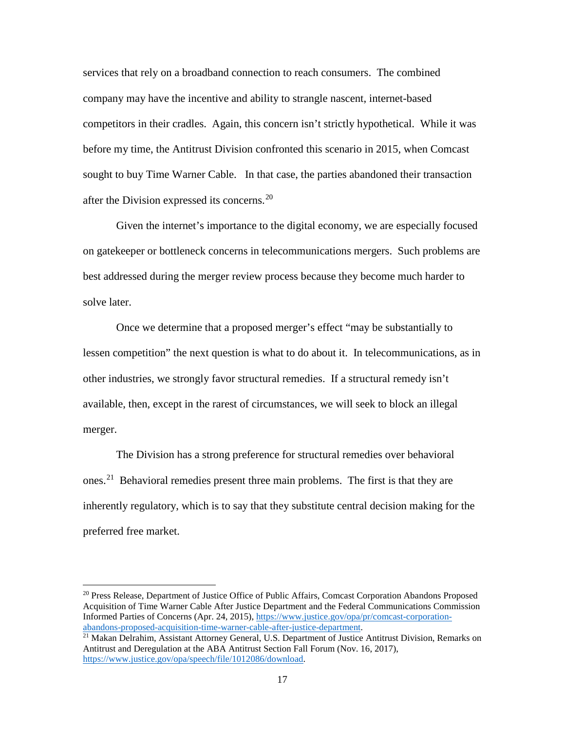services that rely on a broadband connection to reach consumers. The combined company may have the incentive and ability to strangle nascent, internet-based competitors in their cradles. Again, this concern isn't strictly hypothetical. While it was before my time, the Antitrust Division confronted this scenario in 2015, when Comcast sought to buy Time Warner Cable. In that case, the parties abandoned their transaction after the Division expressed its concerns.[20]

Given the internet's importance to the digital economy, we are especially focused on gatekeeper or bottleneck concerns in telecommunications mergers. Such problems are best addressed during the merger review process because they become much harder to solve later.

Once we determine that a proposed merger's effect "may be substantially to lessen competition" the next question is what to do about it. In telecommunications, as in other industries, we strongly favor structural remedies. If a structural remedy isn't available, then, except in the rarest of circumstances, we will seek to block an illegal merger.

The Division has a strong preference for structural remedies over behavioral ones.[21] Behavioral remedies present three main problems. The first is that they are inherently regulatory, which is to say that they substitute central decision making for the preferred free market.

---

[20] Press Release, Department of Justice Office of Public Affairs, Comcast Corporation Abandons Proposed Acquisition of Time Warner Cable After Justice Department and the Federal Communications Commission Informed Parties of Concerns (Apr. 24, 2015), https://www.justice.gov/opa/pr/comcast-corporation-abandons-proposed-acquisition-time-warner-cable-after-justice-department.

[21] Makan Delrahim, Assistant Attorney General, U.S. Department of Justice Antitrust Division, Remarks on Antitrust and Deregulation at the ABA Antitrust Section Fall Forum (Nov. 16, 2017), https://www.justice.gov/opa/speech/file/1012086/download.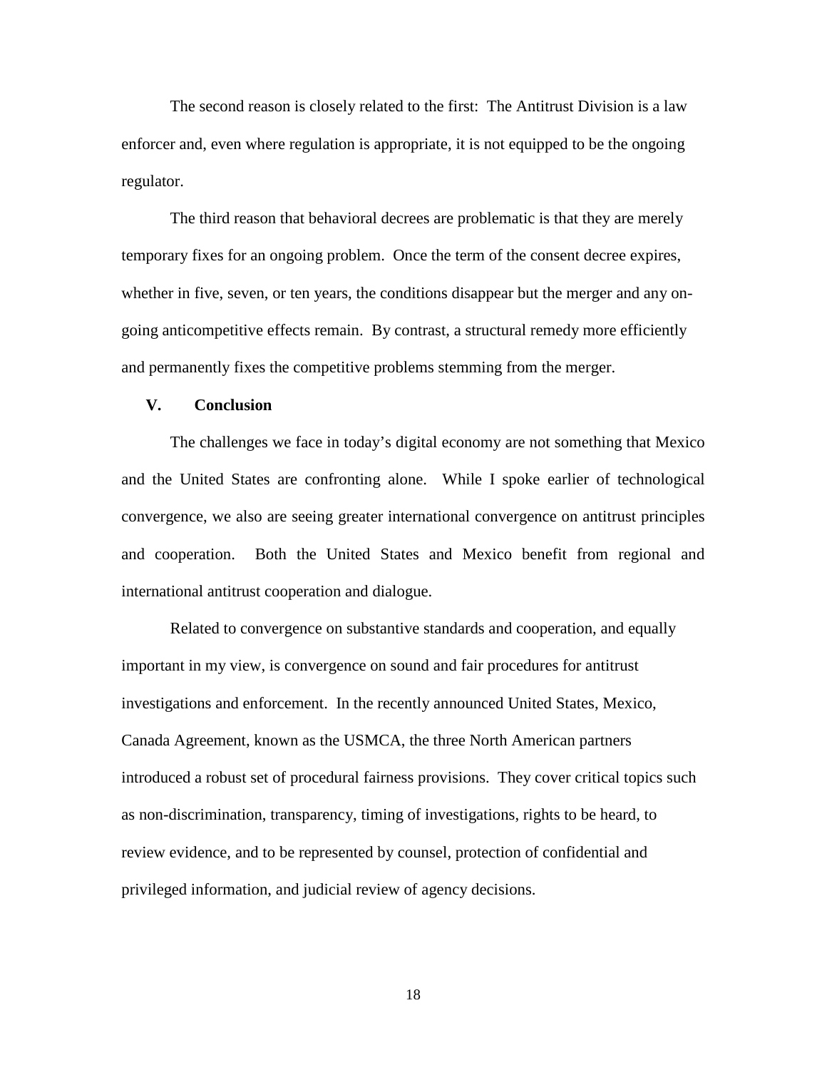The second reason is closely related to the first: The Antitrust Division is a law enforcer and, even where regulation is appropriate, it is not equipped to be the ongoing regulator.

The third reason that behavioral decrees are problematic is that they are merely temporary fixes for an ongoing problem. Once the term of the consent decree expires, whether in five, seven, or ten years, the conditions disappear but the merger and any on-going anticompetitive effects remain. By contrast, a structural remedy more efficiently and permanently fixes the competitive problems stemming from the merger.

## V. Conclusion

The challenges we face in today's digital economy are not something that Mexico and the United States are confronting alone. While I spoke earlier of technological convergence, we also are seeing greater international convergence on antitrust principles and cooperation. Both the United States and Mexico benefit from regional and international antitrust cooperation and dialogue.

Related to convergence on substantive standards and cooperation, and equally important in my view, is convergence on sound and fair procedures for antitrust investigations and enforcement. In the recently announced United States, Mexico, Canada Agreement, known as the USMCA, the three North American partners introduced a robust set of procedural fairness provisions. They cover critical topics such as non-discrimination, transparency, timing of investigations, rights to be heard, to review evidence, and to be represented by counsel, protection of confidential and privileged information, and judicial review of agency decisions.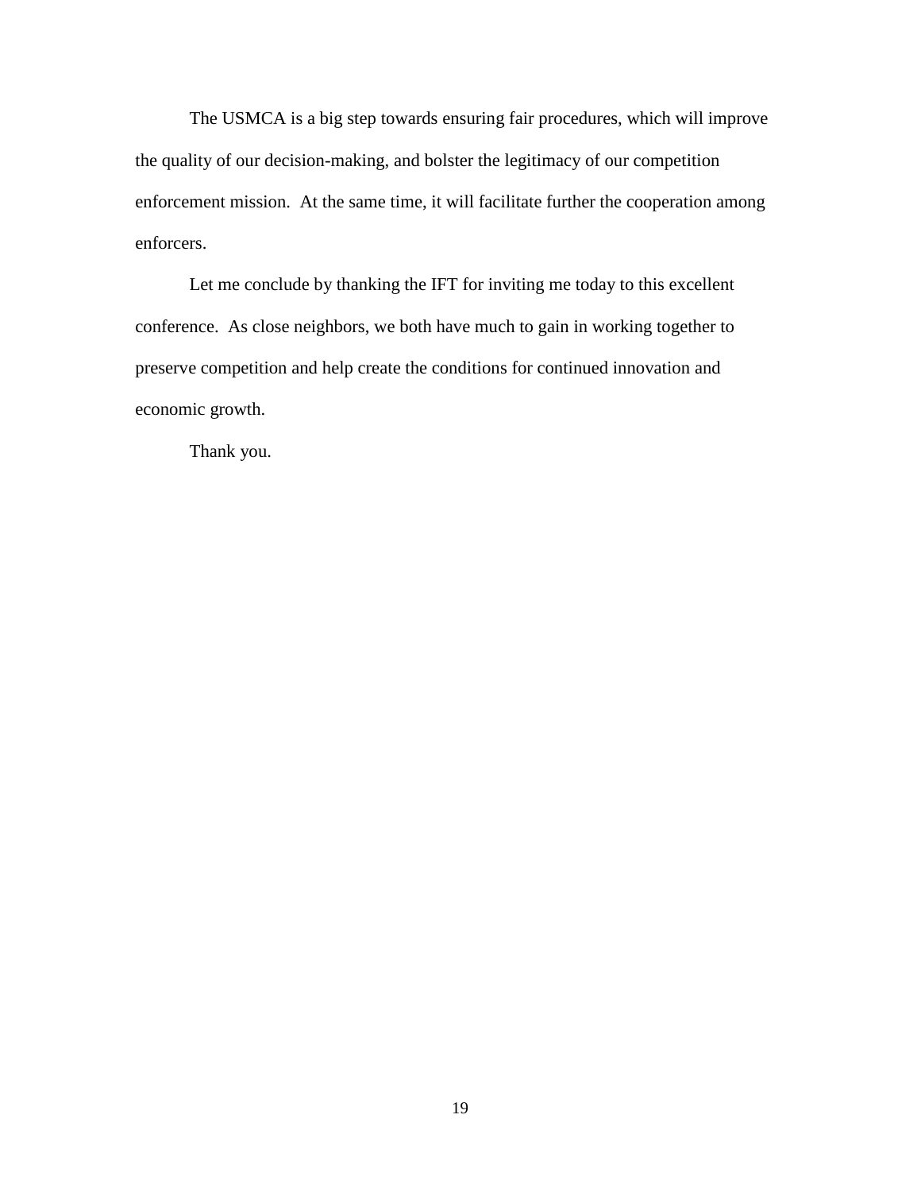The USMCA is a big step towards ensuring fair procedures, which will improve the quality of our decision-making, and bolster the legitimacy of our competition enforcement mission. At the same time, it will facilitate further the cooperation among enforcers.

Let me conclude by thanking the IFT for inviting me today to this excellent conference. As close neighbors, we both have much to gain in working together to preserve competition and help create the conditions for continued innovation and economic growth.

Thank you.